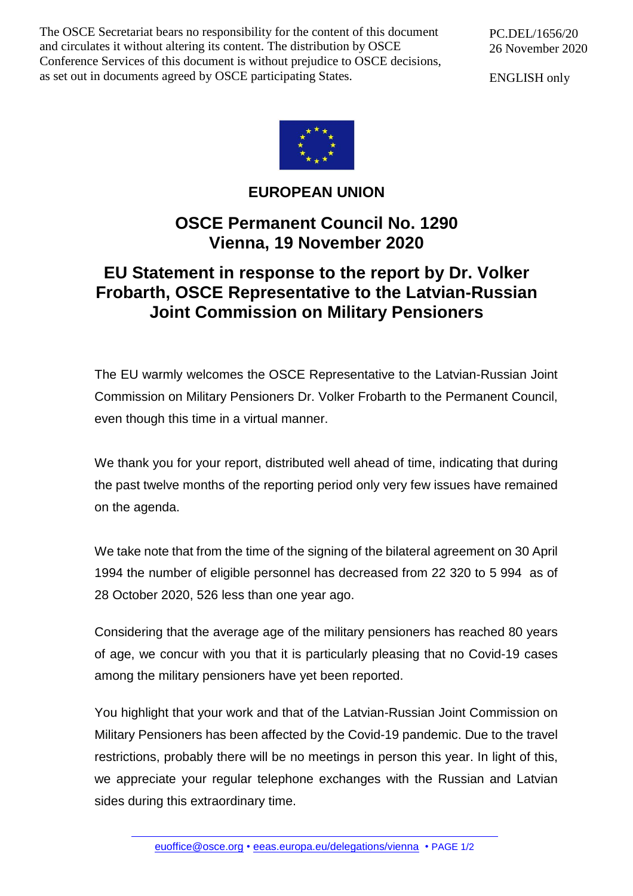The OSCE Secretariat bears no responsibility for the content of this document and circulates it without altering its content. The distribution by OSCE Conference Services of this document is without prejudice to OSCE decisions, as set out in documents agreed by OSCE participating States.

PC.DEL/1656/20
26 November 2020

ENGLISH only

**EUROPEAN UNION**

# OSCE Permanent Council No. 1290
# Vienna, 19 November 2020

## EU Statement in response to the report by Dr. Volker Frobarth, OSCE Representative to the Latvian-Russian Joint Commission on Military Pensioners

The EU warmly welcomes the OSCE Representative to the Latvian-Russian Joint Commission on Military Pensioners Dr. Volker Frobarth to the Permanent Council, even though this time in a virtual manner.

We thank you for your report, distributed well ahead of time, indicating that during the past twelve months of the reporting period only very few issues have remained on the agenda.

We take note that from the time of the signing of the bilateral agreement on 30 April 1994 the number of eligible personnel has decreased from 22 320 to 5 994 as of 28 October 2020, 526 less than one year ago.

Considering that the average age of the military pensioners has reached 80 years of age, we concur with you that it is particularly pleasing that no Covid-19 cases among the military pensioners have yet been reported.

You highlight that your work and that of the Latvian-Russian Joint Commission on Military Pensioners has been affected by the Covid-19 pandemic. Due to the travel restrictions, probably there will be no meetings in person this year. In light of this, we appreciate your regular telephone exchanges with the Russian and Latvian sides during this extraordinary time.

euoffice@osce.org • eeas.europa.eu/delegations/vienna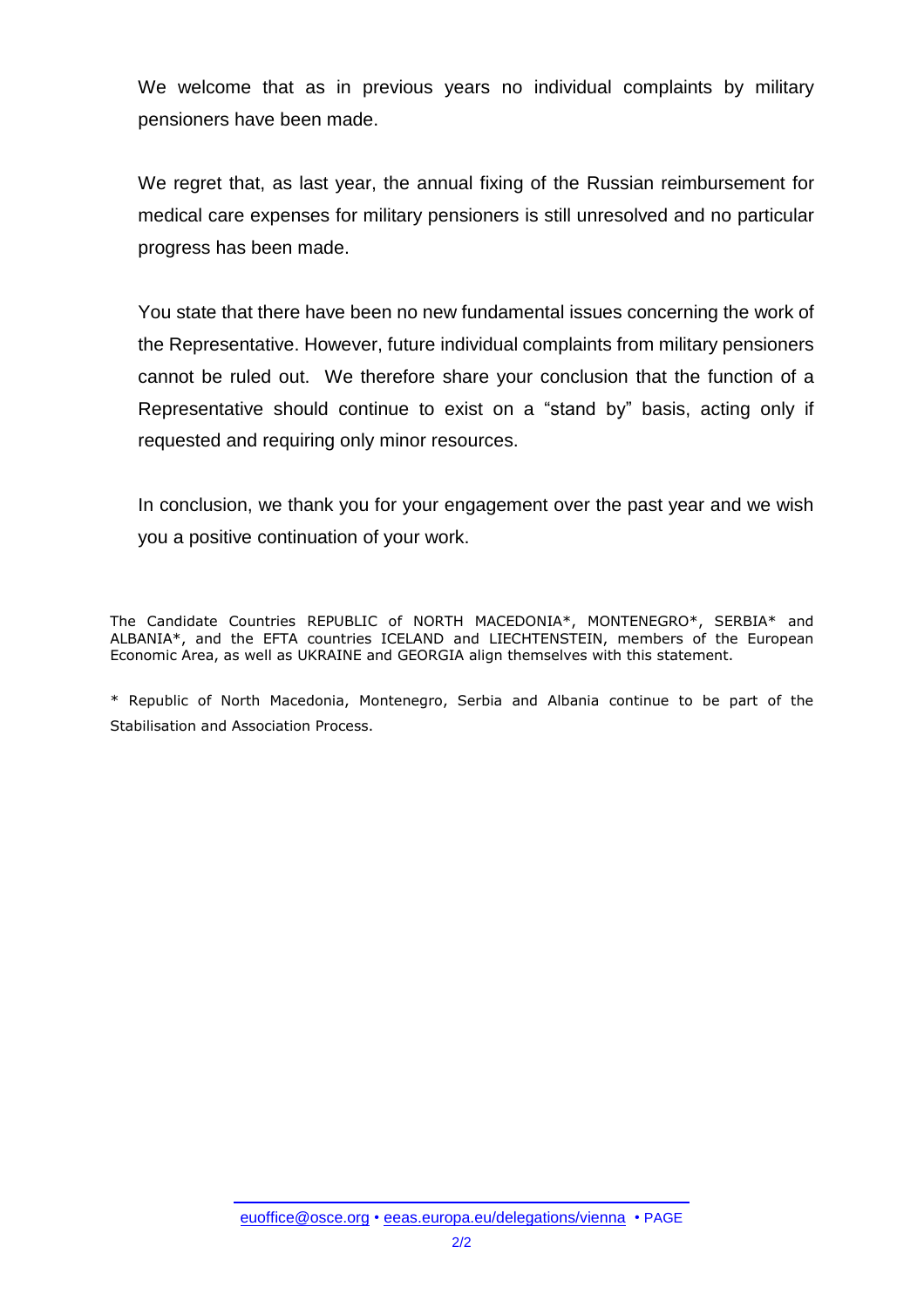We welcome that as in previous years no individual complaints by military pensioners have been made.

We regret that, as last year, the annual fixing of the Russian reimbursement for medical care expenses for military pensioners is still unresolved and no particular progress has been made.

You state that there have been no new fundamental issues concerning the work of the Representative. However, future individual complaints from military pensioners cannot be ruled out. We therefore share your conclusion that the function of a Representative should continue to exist on a "stand by" basis, acting only if requested and requiring only minor resources.

In conclusion, we thank you for your engagement over the past year and we wish you a positive continuation of your work.

The Candidate Countries REPUBLIC of NORTH MACEDONIA*, MONTENEGRO*, SERBIA* and ALBANIA*, and the EFTA countries ICELAND and LIECHTENSTEIN, members of the European Economic Area, as well as UKRAINE and GEORGIA align themselves with this statement.

* Republic of North Macedonia, Montenegro, Serbia and Albania continue to be part of the Stabilisation and Association Process.